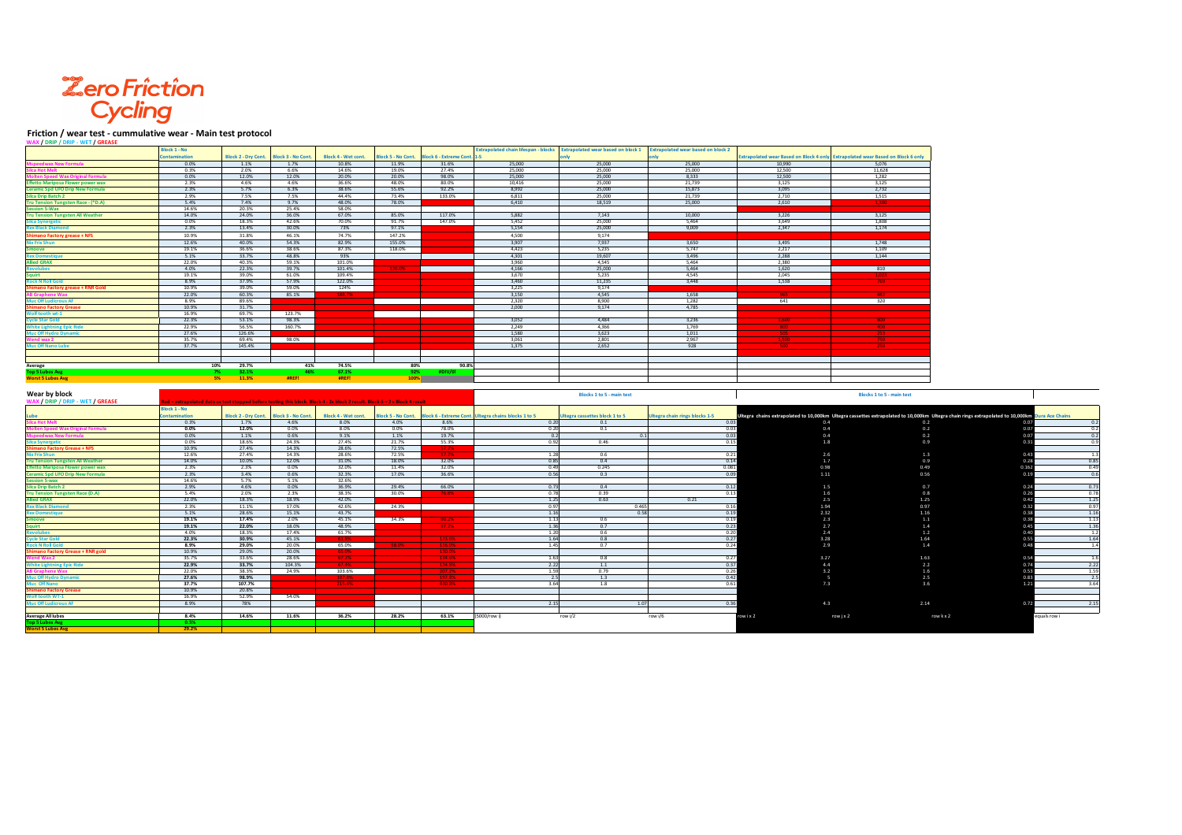# Zero Friction Cycling

## Friction / wear test - cummulative wear - Main test protocol

WAX / DRIP / DRIP - WET / GREASE

| Lube | Block 1 - No Contamination | Block 2 - Dry Cont. | Block 3 - No Cont. | Block 4 - Wet cont. | Block 5 - No Cont. | Block 6 - Extreme Cont. 1-5 | Extrapolated chain lifespan - blocks | Extrapolated wear based on block 1 only | Extrapolated wear based on block 2 only | Extrapolated wear Based on Block 4 only | Extrapolated wear Based on Block 6 only |
|---|---|---|---|---|---|---|---|---|---|---|---|
| Mspeedwax New Formula | 0.0% | 1.1% | 1.7% | 10.8% | 11.9% | 31.6% | 25,000 | 25,000 | 25,000 | 10,990 | 5,076 |
| Silca Hot Melt | 0.3% | 2.0% | 6.6% | 14.6% | 19.0% | 27.4% | 25,000 | 25,000 | 25,000 | 12,500 | 11,628 |
| Molten Speed Wax Original Formula | 0.0% | 12.0% | 12.0% | 20.0% | 20.0% | 98.0% | 25,000 | 25,000 | 8,333 | 12,500 | 1,282 |
| Effetto Mariposa Flower power wax | 2.3% | 4.6% | 4.6% | 36.6% | 48.0% | 80.0% | 10,416 | 25,000 | 21,739 | 3,125 | 3,125 |
| Ceramic Spd UFO Drip New Formula | 2.3% | 5.7% | 6.3% | 38.6% | 55.6% | 92.2% | 8,992 | 25,000 | 15,873 | 3,095 | 2,732 |
| Silca Drip Batch 2 | 2.9% | 7.5% | 7.5% | 44.4% | 73.4% | 133.0% | 6,811 | 25,000 | 21,739 | 2,710 | 1,515 |
| Tru Tension Tungsten Race - (*D.A) | 5.4% | 7.4% | 9.7% | 48.0% | 78.0% | | 6,410 | 18,519 | 25,000 | 2,610 | 1,100 |
| Session S-Wax | 14.6% | 20.3% | 25.4% | 58.0% | | | | | | | |
| Tru Tension Tungsten All Weather | 14.0% | 24.0% | 36.0% | 67.0% | 85.0% | 117.0% | 5,882 | 7,143 | 10,000 | 3,226 | 3,125 |
| Silca Synergetic | 0.0% | 18.3% | 42.6% | 70.0% | 91.7% | 147.0% | 5,452 | 25,000 | 5,464 | 3,649 | 1,808 |
| Rex Black Diamond | 2.3% | 13.4% | 30.0% | 73% | 97.1% | | 5,154 | 25,000 | 9,009 | 2,347 | 1,174 |
| Shimano Factory grease + NFS | 10.9% | 31.8% | 46.1% | 74.7% | 147.2% | | 4,500 | 9,174 | | | |
| Nix Frix Shun | 12.6% | 40.0% | 54.3% | 82.9% | 155.0% | | 3,907 | 7,937 | 3,650 | 3,495 | 1,748 |
| Smoove | 19.1% | 36.6% | 38.6% | 87.3% | 118.0% | | 4,423 | 5,235 | 5,747 | 2,217 | 1,109 |
| Rex Domestique | 5.1% | 33.7% | 48.8% | 93% | | | 4,301 | 19,607 | 3,496 | 2,288 | 1,144 |
| Allied GRAX | 22.0% | 40.3% | 59.1% | 101.0% | | | 3,960 | 4,545 | 5,464 | 2,380 | |
| Revolubes | 4.0% | 22.3% | 39.7% | 101.4% | 120.6% | | 4,166 | 25,000 | 5,464 | 1,620 | 810 |
| Squirt | 19.1% | 39.0% | 61.0% | 109.4% | | | 3,670 | 5,235 | 4,545 | 2,045 | 1,023 |
| Rock N Roll Gold | 8.9% | 37.9% | 57.9% | 122.0% | | | 3,460 | 11,235 | 3,448 | 1,538 | 769 |
| Shimano Factory grease + RNR Gold | 10.9% | 39.0% | 59.0% | 124% | | | 3,225 | 9,174 | | | |
| AB Graphene Wax | 22.0% | 60.3% | 85.1% | 168.7% | | | 3,150 | 4,545 | 1,658 | 965 | 482 |
| Muc Off Ludicrous AF | 8.9% | 89.6% | | | | | 2,320 | 8,900 | 1,282 | 641 | 320 |
| Shimano Factory Grease | 10.9% | 31.7% | | | | | 2,000 | 9,174 | 4,785 | | |
| Wolf tooth wt-1 | 16.9% | 69.7% | 123.7% | | | | | | | | |
| Cycle Star Gold | 22.3% | 53.1% | 98.3% | | | | 3,052 | 4,484 | 3,236 | 1,600 | 800 |
| White Lightning Epic Ride | 22.9% | 56.5% | 160.7% | | | | 2,249 | 4,366 | 1,769 | 800 | 400 |
| Muc Off Hydro Dynamic | 27.6% | 126.6% | | | | | 1,580 | 3,623 | 1,011 | 505 | 255 |
| Wend wax 2 | 35.7% | 69.4% | 98.0% | | | | 3,061 | 2,801 | 2,967 | 1,500 | 750 |
| Muc Off Nano Lube | 37.7% | 145.4% | | | | | 1,375 | 2,652 | 928 | 500 | 250 |
| | | | | | | | | | | | |
| Average | 10% | 29.7% | 41% | 74.5% | 80% | 90.8% | | | | | |
| Top 5 Lubes Avg | 7% | 32.1% | 46% | 67.1% | 92% | #DIV/0! | | | | | |
| Worst 5 Lubes Avg | 5% | 11.3% | #REF! | #REF! | 100% | | | | | | |

## Wear by block

WAX / DRIP / DRIP - WET / GREASE

Red = error/ older data or test stopped before testing this block. Block 4 - 2x block 3 result. Block 6 = 3 x Block 4 result

| Lube | Block 1 - No Contamination | Block 2 - Dry Cont. | Block 3 - No Cont. | Block 4 - Wet cont. | Block 5 - No Cont. | Block 6 - Extreme Cont. | Blocks 1 to 5 - main test: Ultegra chains blocks 1 to 5 | Ultegra cassettes block 1 to 5 | Ultegra chain rings blocks 1-5 | Blocks 1 to 5 - main test: Ultegra chains extrapolated to 10,000km | Ultegra cassettes extrapolated to 10,000km | Ultegra chain rings extrapolated to 10,000km | Dura Ace Chains |
|---|---|---|---|---|---|---|---|---|---|---|---|---|---|
| Silca Hot Melt | 0.3% | 1.7% | 4.6% | 8.0% | 4.0% | 8.6% | 0.20 | 0.1 | 0.03 | 0.4 | 0.2 | 0.07 | 0.2 |
| Molten Speed Wax Original Formula | 0.0% | 12.0% | 0.0% | 8.0% | 0.0% | 78.0% | 0.20 | 0.1 | 0.03 | 0.4 | 0.2 | 0.07 | 0.2 |
| Mspeedwax New Formula | 0.0% | 1.1% | 0.6% | 9.1% | 1.1% | 19.7% | 0.2 | 0.1 | 0.03 | 0.4 | 0.2 | 0.07 | 0.2 |
| Silca Synergetic | 0.0% | 18.6% | 24.3% | 27.4% | 21.7% | 55.3% | 0.92 | 0.46 | 0.15 | 1.8 | 0.9 | 0.31 | 0.9 |
| Shimano Factory Grease + NFS | 10.9% | 27.4% | 14.3% | 28.6% | 72.5% | 87.2% | | | | | | | |
| Nix Frix Shun | 12.6% | 27.4% | 14.3% | 28.6% | 72.5% | 82.2% | 1.28 | 0.6 | 0.21 | 2.6 | 1.3 | 0.43 | 1.3 |
| Tru Tension Tungsten All Weather | 14.0% | 10.0% | 12.0% | 31.0% | 18.0% | 32.0% | 0.85 | 0.4 | 0.14 | 1.7 | 0.9 | 0.28 | 0.85 |
| Effetto Mariposa Flower power wax | 2.3% | 2.3% | 0.0% | 32.0% | 11.4% | 32.0% | 0.49 | 0.245 | 0.081 | 0.98 | 0.49 | 0.162 | 0.49 |
| Ceramic Spd UFO Drip New Formula | 2.3% | 3.4% | 0.6% | 32.3% | 17.0% | 36.6% | 0.56 | 0.3 | 0.09 | 1.11 | 0.56 | 0.19 | 0.6 |
| Session S-wax | 14.6% | 5.7% | 5.1% | 32.6% | | | | | | | | | |
| Silca Drip Batch 2 | 2.9% | 4.6% | 0.0% | 36.9% | 29.4% | 66.0% | 0.73 | 0.4 | 0.12 | 1.5 | 0.7 | 0.24 | 0.73 |
| Tru Tension Tungsten Race (D.A) | 5.4% | 2.0% | 2.3% | 38.3% | 30.0% | 78.0% | 0.78 | 0.39 | 0.13 | 1.6 | 0.8 | 0.26 | 0.78 |
| Allied GRAX | 22.0% | 18.3% | 18.9% | 42.0% | | | 1.25 | 0.63 | 0.21 | 2.5 | 1.25 | 0.42 | 1.25 |
| Rex Black Diamond | 2.3% | 11.1% | 17.0% | 42.6% | 24.3% | | 0.97 | 0.465 | 0.16 | 1.94 | 0.97 | 0.32 | 0.97 |
| Rex Domestique | 5.1% | 28.6% | 15.1% | 43.7% | | | 1.16 | 0.58 | 0.19 | 2.32 | 1.16 | 0.38 | 1.16 |
| Smoove | 19.1% | 17.4% | 2.0% | 45.1% | 34.3% | 90.2% | 1.13 | 0.6 | 0.19 | 2.3 | 1.1 | 0.38 | 1.13 |
| Squirt | 19.1% | 22.0% | 18.0% | 48.9% | | 97.7% | 1.36 | 0.7 | 0.23 | 2.7 | 1.4 | 0.45 | 1.36 |
| Revolubes | 4.0% | 18.3% | 17.4% | 61.7% | | | 1.20 | 0.6 | 0.20 | 2.4 | 1.2 | 0.40 | 1.2 |
| Cycle Star Gold | 22.3% | 30.9% | 45.1% | 73.8% | | 123.6% | 1.64 | 0.8 | 0.27 | 3.28 | 1.64 | 0.55 | 1.64 |
| Rock N Roll Gold | 8.9% | 29.0% | 20.0% | 65.0% | 58.0% | 135.0% | 1.45 | 0.7 | 0.24 | 2.9 | 1.4 | 0.48 | 1.4 |
| Shimano Factory Grease + RNR gold | 10.9% | 29.0% | 20.0% | 65.0% | | 130.0% | | | | | | | |
| Wend Wax 2 | 35.7% | 33.6% | 28.6% | 67.7% | | 134.6% | 1.63 | 0.8 | 0.27 | 3.27 | 1.63 | 0.54 | 1.6 |
| White Lightning Epic Ride | 22.9% | 33.7% | 104.3% | 67.4% | | 134.8% | 2.22 | 1.1 | 0.37 | 4.4 | 2.2 | 0.74 | 2.22 |
| AB Graphene Wax | 22.0% | 38.3% | 24.9% | 103.6% | | 207.2% | 1.59 | 0.79 | 0.26 | 3.2 | 1.6 | 0.53 | 1.59 |
| Muc Off Hydro Dynamic | 27.6% | 98.9% | | 197.8% | | 197.8% | 2.5 | 1.3 | 0.42 | 5 | 2.5 | 0.83 | 2.5 |
| Muc Off Nano | 37.7% | 107.7% | | 215.4% | | 430.8% | 3.64 | 1.8 | 0.61 | 7.3 | 3.6 | 1.21 | 3.64 |
| Shimano Factory Grease | 10.9% | 20.8% | | | | | | | | | | | |
| Wolf tooth WT-1 | 16.9% | 52.9% | 54.0% | | | | | | | | | | |
| Muc Off Ludicrous AF | 8.9% | 78% | | | | | 2.15 | 1.07 | 0.36 | 4.3 | 2.14 | 0.72 | 2.15 |
| | | | | | | | | | | | | | |
| Average All lubes | 8.4% | 14.6% | 11.6% | 36.2% | 28.2% | 63.1% | (5000/row i) | row i/2 | row i/6 | row i x 2 | row j x 2 | row k x 2 | equals row i |
| Top 5 Lubes Avg | 0.5% | | | | | | | | | | | | |
| Worst 5 Lubes Avg | 29.2% | | | | | | | | | | | | |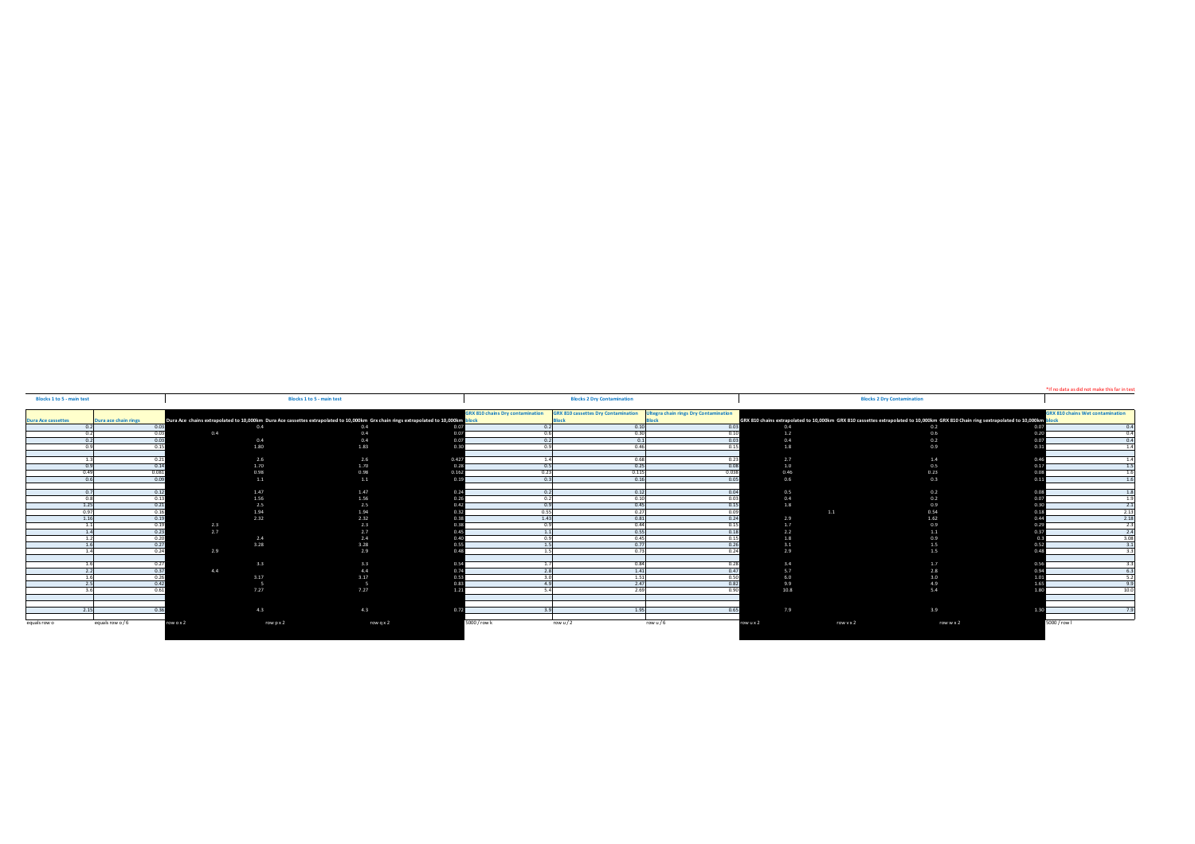*If no data as did not make this far in test

| Blocks 1 to 5 - main test | | Blocks 1 to 5 - main test | | | Blocks 2 Dry Contamination | | | Blocks 2 Dry Contamination | | | |
|---|---|---|---|---|---|---|---|---|---|---|---|
| Dura Ace cassettes | Dura ace chain rings | Dura Ace chains extrapolated to 10,000km | Dura Ace cassettes extrapolated to 10,000km | Grx chain rings extrapolated to 10,000km | GRX 810 chains Dry contamination block | GRX 810 cassettes Dry Contamination Block | Ultegra chain rings Dry Contamination Block | GRX 810 chains extrapolated to 10,000km | GRX 810 cassettes extrapolated to 10,000km | GRX 810 Chain ring sextrapolated to 10,000km | GRX 810 chains Wet contamination block |
| 0.2 | 0.03 | 0.4 | 0.4 | 0.07 | 0.2 | 0.10 | 0.03 | 0.4 | 0.2 | 0.07 | 0.4 |
| 0.2 | 0.03 | 0.4 | 0.4 | 0.07 | 0.6 | 0.30 | 0.10 | 1.2 | 0.6 | 0.20 | 0.4 |
| 0.2 | 0.03 | 0.4 | 0.4 | 0.07 | 0.2 | 0.1 | 0.03 | 0.4 | 0.2 | 0.07 | 0.4 |
| 0.9 | 0.15 | 1.80 | 1.83 | 0.30 | 0.9 | 0.46 | 0.15 | 1.8 | 0.9 | 0.31 | 1.4 |
| | | | | | | | | | | | |
| 1.3 | 0.21 | 2.6 | 2.6 | 0.427 | 1.4 | 0.68 | 0.23 | 2.7 | 1.4 | 0.46 | 1.4 |
| 0.9 | 0.14 | 1.70 | 1.70 | 0.28 | 0.5 | 0.25 | 0.08 | 1.0 | 0.5 | 0.17 | 1.5 |
| 0.49 | 0.081 | 0.98 | 0.98 | 0.162 | 0.23 | 0.115 | 0.038 | 0.46 | 0.23 | 0.08 | 1.6 |
| 0.6 | 0.09 | 1.1 | 1.1 | 0.19 | 0.3 | 0.16 | 0.05 | 0.6 | 0.3 | 0.11 | 1.6 |
| | | | | | | | | | | | |
| 0.7 | 0.12 | 1.47 | 1.47 | 0.24 | 0.2 | 0.12 | 0.04 | 0.5 | 0.2 | 0.08 | 1.8 |
| 0.8 | 0.13 | 1.56 | 1.56 | 0.26 | 0.2 | 0.10 | 0.03 | 0.4 | 0.2 | 0.07 | 1.9 |
| 1.25 | 0.21 | 2.5 | 2.5 | 0.42 | 0.9 | 0.45 | 0.15 | 1.8 | 0.9 | 0.30 | 2.1 |
| 0.97 | 0.16 | 1.94 | 1.94 | 0.32 | 0.55 | 0.27 | 0.09 | 1.1 | 0.54 | 0.18 | 2.13 |
| 1.16 | 0.19 | 2.32 | 2.32 | 0.38 | 1.43 | 0.81 | 0.24 | 2.9 | 1.62 | 0.44 | 2.18 |
| 1.1 | 0.19 | 2.3 | 2.3 | 0.38 | 0.9 | 0.44 | 0.15 | 1.7 | 0.9 | 0.29 | 2.3 |
| 1.4 | 0.23 | 2.7 | 2.7 | 0.45 | 1.1 | 0.55 | 0.18 | 2.2 | 1.1 | 0.37 | 2.4 |
| 1.2 | 0.20 | 2.4 | 2.4 | 0.40 | 0.9 | 0.45 | 0.15 | 1.8 | 0.9 | 0.3 | 3.08 |
| 1.6 | 0.27 | 3.28 | 3.28 | 0.55 | 1.5 | 0.77 | 0.26 | 3.1 | 1.5 | 0.52 | 3.1 |
| 1.4 | 0.24 | 2.9 | 2.9 | 0.48 | 1.5 | 0.73 | 0.24 | 2.9 | 1.5 | 0.48 | 3.3 |
| | | | | | | | | | | | |
| 1.6 | 0.27 | 3.3 | 3.3 | 0.54 | 1.7 | 0.84 | 0.28 | 3.4 | 1.7 | 0.56 | 3.3 |
| 2.2 | 0.37 | 4.4 | 4.4 | 0.74 | 2.8 | 1.41 | 0.47 | 5.7 | 2.8 | 0.94 | 6.3 |
| 1.6 | 0.26 | 3.17 | 3.17 | 0.53 | 3.0 | 1.51 | 0.50 | 6.0 | 3.0 | 1.01 | 5.2 |
| 2.5 | 0.42 | 5 | 5 | 0.83 | 4.9 | 2.47 | 0.82 | 9.9 | 4.9 | 1.65 | 9.9 |
| 3.6 | 0.61 | 7.27 | 7.27 | 1.21 | 5.4 | 2.69 | 0.90 | 10.8 | 5.4 | 1.80 | 10.0 |
| | | | | | | | | | | | |
| | | | | | | | | | | | |
| 2.15 | 0.36 | 4.3 | 4.3 | 0.72 | 3.9 | 1.95 | 0.65 | 7.9 | 3.9 | 1.30 | 7.8 |
| | | | | | | | | | | | |
| equals row o | equals row o / 6 | row o x 2 | row p x 2 | row q x 2 | 5000 / row k | row u / 2 | row u / 6 | row u x 2 | row v x 2 | row w x 2 | 5000 / row l |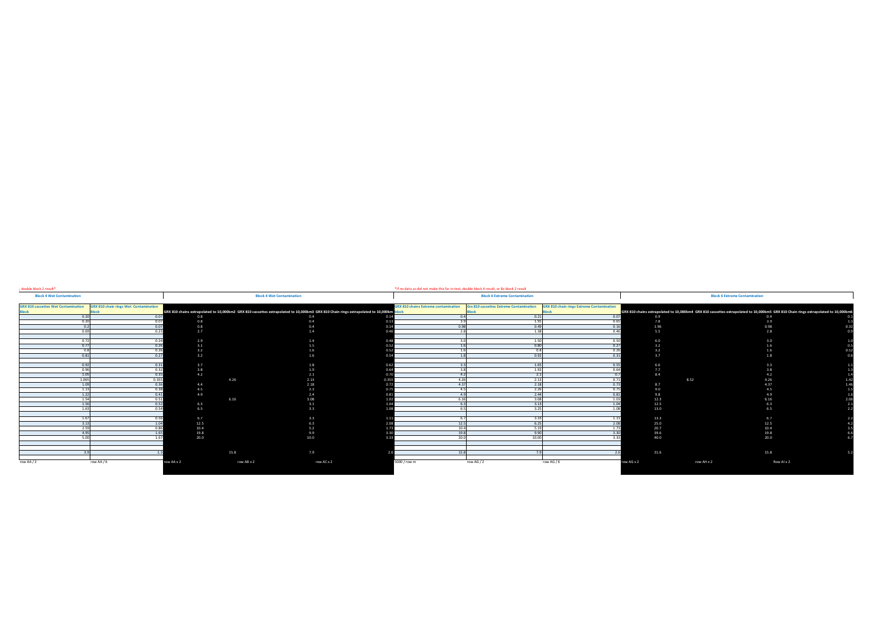; double block 2 result*

*If no data as did not make this far in test, double block 4 result, or 8x block 2 result

| Block 4 Wet Contamination | | Block 4 Wet Contamination | | | Block 6 Extreme Contamination | | | Block 6 Extreme Contamination | | |
|---|---|---|---|---|---|---|---|---|---|---|
| GRX 810 cassettes Wet Contamination Block | GRX 810 chain rings Wet Contamination Block | GRX 810 chains extrapolated to 10,000km2 | GRX 810 cassettes extrapolated to 10,000km3 | GRX 810 Chain rings extrapolated to 10,000km | GRX 810 chains Extreme contamination block | Grx 810 cassettes Extreme Contamination Block | GRX 810 chain rings Extreme Contamination Block | GRX 810 chains extrapolated to 10,000km4 | GRX 810 cassettes extrapolated to 10,000km5 | GRX 810 Chain rings extrapolated to 10,000km6 |
| 0.20 | 0.07 | 0.8 | 0.4 | 0.14 | 0.4 | 0.21 | 0.07 | 0.9 | 0.4 | 0.1 |
| 0.20 | 0.07 | 0.8 | 0.4 | 0.13 | 3.9 | 1.95 | 0.65 | 7.8 | 3.9 | 1.3 |
| 0.2 | 0.07 | 0.8 | 0.4 | 0.14 | 0.98 | 0.49 | 0.16 | 1.96 | 0.98 | 0.32 |
| 0.69 | 0.23 | 2.7 | 1.4 | 0.46 | 2.8 | 1.38 | 0.46 | 5.5 | 2.8 | 0.9 |
| | | | | | | | | | | |
| 0.72 | 0.24 | 2.9 | 1.4 | 0.48 | 3.0 | 1.50 | 0.50 | 6.0 | 3.0 | 1.0 |
| 0.77 | 0.26 | 3.1 | 1.5 | 0.52 | 1.6 | 0.80 | 0.27 | 3.2 | 1.6 | 0.5 |
| 0.8 | 0.26 | 3.2 | 1.6 | 0.52 | 1.6 | 0.8 | 0.26 | 3.2 | 1.6 | 0.52 |
| 0.81 | 0.27 | 3.2 | 1.6 | 0.54 | 1.8 | 0.92 | 0.31 | 3.7 | 1.8 | 0.6 |
| | | | | | | | | | | |
| 0.92 | 0.31 | 3.7 | 1.8 | 0.62 | 3.3 | 1.65 | 0.55 | 6.6 | 3.3 | 1.1 |
| 0.96 | 0.32 | 3.8 | 1.9 | 0.64 | 3.8 | 1.92 | 0.64 | 7.7 | 3.8 | 1.3 |
| 1.05 | 0.35 | 4.2 | 2.1 | 0.70 | 4.2 | 2.1 | 0.7 | 8.4 | 4.2 | 1.4 |
| 1.065 | 0.355 | 4.26 | 2.13 | 0.355 | 4.26 | 2.13 | 0.71 | 8.52 | 4.26 | 1.42 |
| 1.09 | 0.36 | 4.4 | 2.18 | 0.72 | 4.37 | 2.18 | 0.73 | 8.7 | 4.37 | 1.46 |
| 1.13 | 0.38 | 4.5 | 2.3 | 0.75 | 4.5 | 2.26 | 0.75 | 9.0 | 4.5 | 1.5 |
| 1.22 | 0.41 | 4.9 | 2.4 | 0.81 | 4.9 | 2.44 | 0.81 | 9.8 | 4.9 | 1.6 |
| 1.54 | 0.51 | 6.16 | 3.08 | 1.02 | 6.16 | 3.08 | 1.03 | 12.3 | 6.16 | 2.06 |
| 1.56 | 0.52 | 6.3 | 3.1 | 1.04 | 6.3 | 3.13 | 1.04 | 12.5 | 6.3 | 2.1 |
| 1.63 | 0.54 | 6.5 | 3.3 | 1.08 | 6.5 | 3.25 | 1.08 | 13.0 | 6.5 | 2.2 |
| | | | | | | | | | | |
| 1.67 | 0.56 | 6.7 | 3.3 | 1.11 | 6.7 | 3.33 | 1.11 | 13.3 | 6.7 | 2.2 |
| 3.13 | 1.04 | 12.5 | 6.3 | 2.08 | 12.5 | 6.25 | 2.08 | 25.0 | 12.5 | 4.2 |
| 2.59 | 0.86 | 10.4 | 5.2 | 1.73 | 10.4 | 5.19 | 1.73 | 20.7 | 10.4 | 3.5 |
| 4.95 | 1.65 | 19.8 | 9.9 | 3.30 | 19.8 | 9.90 | 3.30 | 39.6 | 19.8 | 6.6 |
| 5.00 | 1.67 | 20.0 | 10.0 | 3.33 | 20.0 | 10.00 | 3.33 | 40.0 | 20.0 | 6.7 |
| | | | | | | | | | | |
| | | | | | | | | | | |
| 3.9 | 1.3 | 15.8 | 7.9 | 2.6 | 15.8 | 7.9 | 2.6 | 31.6 | 15.8 | 5.2 |
| | | | | | | | | | | |
| row AA / 2 | row AA / 6 | row AA x 2 | row AB x 2 | row AC x 2 | 5000 / row m | row AG / 2 | row AG / 6 | row AG x 2 | row AH x 2 | Row AI x 2 |